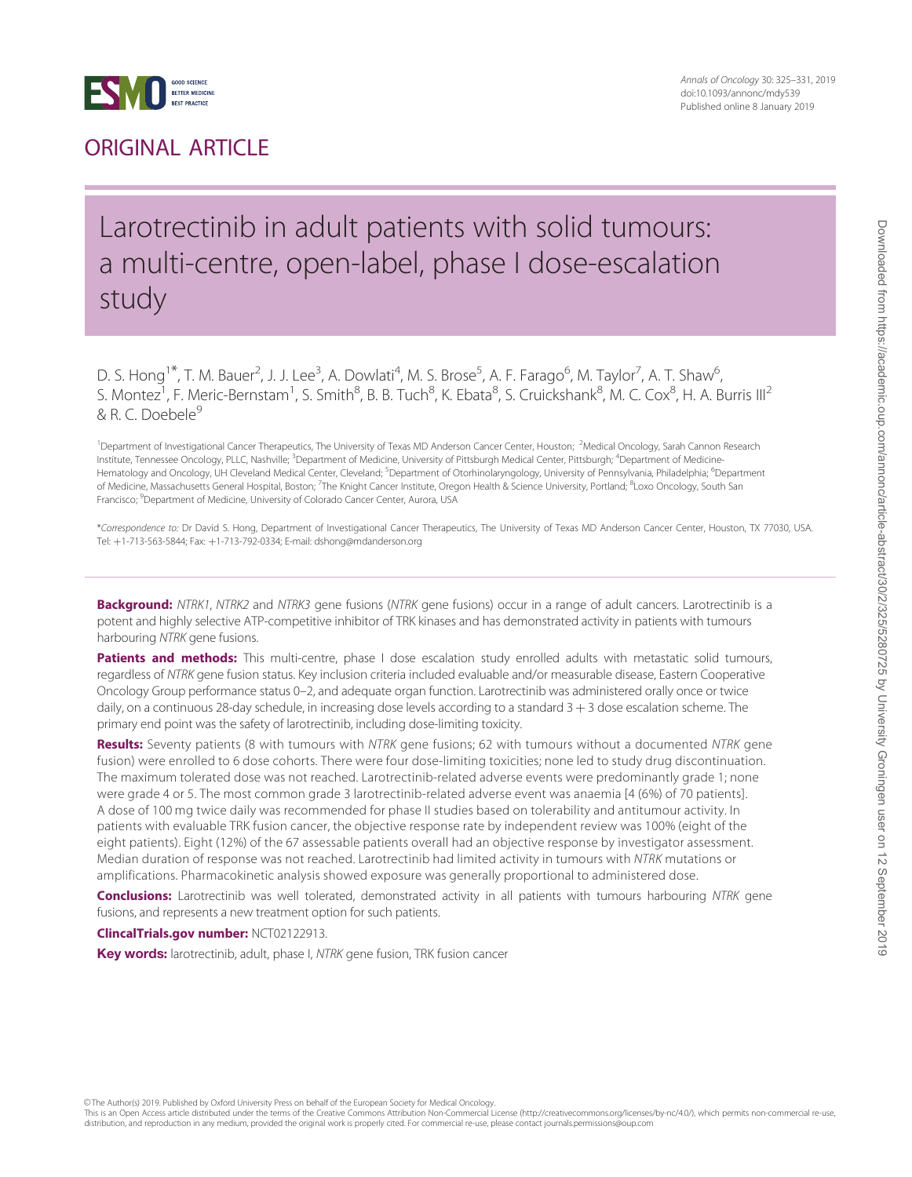ORIGINAL ARTICLE

# Larotrectinib in adult patients with solid tumours: a multi-centre, open-label, phase I dose-escalation study

D. S. Hong[1]*, T. M. Bauer[2], J. J. Lee[3], A. Dowlati[4], M. S. Brose[5], A. F. Farago[6], M. Taylor[7], A. T. Shaw[6], S. Montez[1], F. Meric-Bernstam[1], S. Smith[8], B. B. Tuch[8], K. Ebata[8], S. Cruickshank[8], M. C. Cox[8], H. A. Burris III[2] & R. C. Doebele[9]

[1]Department of Investigational Cancer Therapeutics, The University of Texas MD Anderson Cancer Center, Houston; [2]Medical Oncology, Sarah Cannon Research Institute, Tennessee Oncology, PLLC, Nashville; [3]Department of Medicine, University of Pittsburgh Medical Center, Pittsburgh; [4]Department of Medicine-Hematology and Oncology, UH Cleveland Medical Center, Cleveland; [5]Department of Otorhinolaryngology, University of Pennsylvania, Philadelphia; [6]Department of Medicine, Massachusetts General Hospital, Boston; [7]The Knight Cancer Institute, Oregon Health & Science University, Portland; [8]Loxo Oncology, South San Francisco; [9]Department of Medicine, University of Colorado Cancer Center, Aurora, USA

*Correspondence to: Dr David S. Hong, Department of Investigational Cancer Therapeutics, The University of Texas MD Anderson Cancer Center, Houston, TX 77030, USA. Tel: +1-713-563-5844; Fax: +1-713-792-0334; E-mail: dshong@mdanderson.org

**Background:** *NTRK1*, *NTRK2* and *NTRK3* gene fusions (*NTRK* gene fusions) occur in a range of adult cancers. Larotrectinib is a potent and highly selective ATP-competitive inhibitor of TRK kinases and has demonstrated activity in patients with tumours harbouring *NTRK* gene fusions.

**Patients and methods:** This multi-centre, phase I dose escalation study enrolled adults with metastatic solid tumours, regardless of *NTRK* gene fusion status. Key inclusion criteria included evaluable and/or measurable disease, Eastern Cooperative Oncology Group performance status 0–2, and adequate organ function. Larotrectinib was administered orally once or twice daily, on a continuous 28-day schedule, in increasing dose levels according to a standard 3 + 3 dose escalation scheme. The primary end point was the safety of larotrectinib, including dose-limiting toxicity.

**Results:** Seventy patients (8 with tumours with *NTRK* gene fusions; 62 with tumours without a documented *NTRK* gene fusion) were enrolled to 6 dose cohorts. There were four dose-limiting toxicities; none led to study drug discontinuation. The maximum tolerated dose was not reached. Larotrectinib-related adverse events were predominantly grade 1; none were grade 4 or 5. The most common grade 3 larotrectinib-related adverse event was anaemia [4 (6%) of 70 patients]. A dose of 100 mg twice daily was recommended for phase II studies based on tolerability and antitumour activity. In patients with evaluable TRK fusion cancer, the objective response rate by independent review was 100% (eight of the eight patients). Eight (12%) of the 67 assessable patients overall had an objective response by investigator assessment. Median duration of response was not reached. Larotrectinib had limited activity in tumours with *NTRK* mutations or amplifications. Pharmacokinetic analysis showed exposure was generally proportional to administered dose.

**Conclusions:** Larotrectinib was well tolerated, demonstrated activity in all patients with tumours harbouring *NTRK* gene fusions, and represents a new treatment option for such patients.

**ClincalTrials.gov number:** NCT02122913.

**Key words:** larotrectinib, adult, phase I, *NTRK* gene fusion, TRK fusion cancer

© The Author(s) 2019. Published by Oxford University Press on behalf of the European Society for Medical Oncology.
This is an Open Access article distributed under the terms of the Creative Commons Attribution Non-Commercial License (http://creativecommons.org/licenses/by-nc/4.0/), which permits non-commercial re-use, distribution, and reproduction in any medium, provided the original work is properly cited. For commercial re-use, please contact journals.permissions@oup.com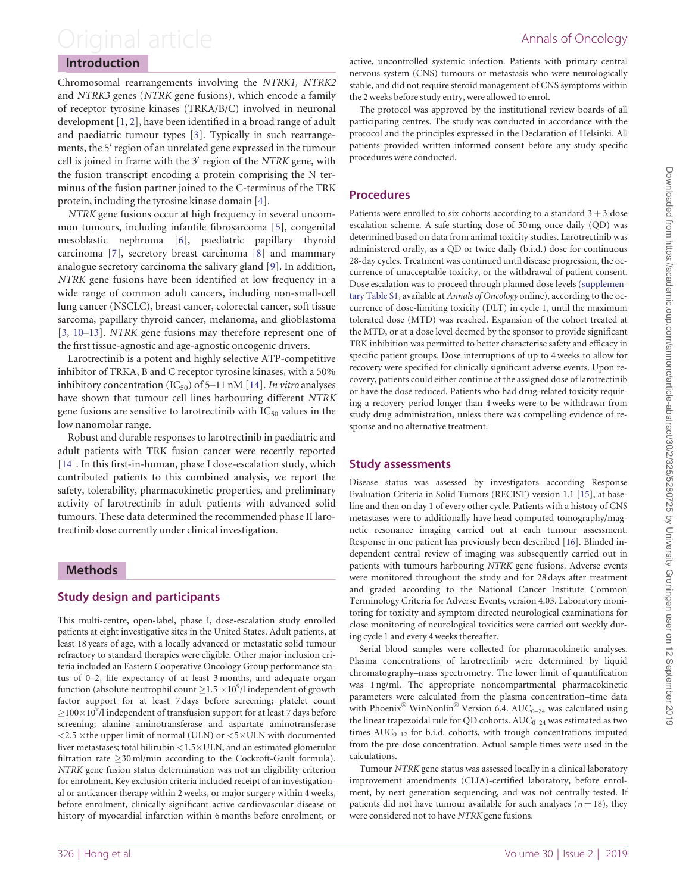## Introduction

Chromosomal rearrangements involving the *NTRK1, NTRK2* and *NTRK3* genes (*NTRK* gene fusions), which encode a family of receptor tyrosine kinases (TRKA/B/C) involved in neuronal development [1, 2], have been identified in a broad range of adult and paediatric tumour types [3]. Typically in such rearrangements, the 5′ region of an unrelated gene expressed in the tumour cell is joined in frame with the 3′ region of the *NTRK* gene, with the fusion transcript encoding a protein comprising the N terminus of the fusion partner joined to the C-terminus of the TRK protein, including the tyrosine kinase domain [4].

*NTRK* gene fusions occur at high frequency in several uncommon tumours, including infantile fibrosarcoma [5], congenital mesoblastic nephroma [6], paediatric papillary thyroid carcinoma [7], secretory breast carcinoma [8] and mammary analogue secretory carcinoma the salivary gland [9]. In addition, *NTRK* gene fusions have been identified at low frequency in a wide range of common adult cancers, including non-small-cell lung cancer (NSCLC), breast cancer, colorectal cancer, soft tissue sarcoma, papillary thyroid cancer, melanoma, and glioblastoma [3, 10–13]. *NTRK* gene fusions may therefore represent one of the first tissue-agnostic and age-agnostic oncogenic drivers.

Larotrectinib is a potent and highly selective ATP-competitive inhibitor of TRKA, B and C receptor tyrosine kinases, with a 50% inhibitory concentration ($IC_{50}$) of 5–11 nM [14]. *In vitro* analyses have shown that tumour cell lines harbouring different *NTRK* gene fusions are sensitive to larotrectinib with $IC_{50}$ values in the low nanomolar range.

Robust and durable responses to larotrectinib in paediatric and adult patients with TRK fusion cancer were recently reported [14]. In this first-in-human, phase I dose-escalation study, which contributed patients to this combined analysis, we report the safety, tolerability, pharmacokinetic properties, and preliminary activity of larotrectinib in adult patients with advanced solid tumours. These data determined the recommended phase II larotrectinib dose currently under clinical investigation.

## Methods

### Study design and participants

This multi-centre, open-label, phase I, dose-escalation study enrolled patients at eight investigative sites in the United States. Adult patients, at least 18 years of age, with a locally advanced or metastatic solid tumour refractory to standard therapies were eligible. Other major inclusion criteria included an Eastern Cooperative Oncology Group performance status of 0–2, life expectancy of at least 3 months, and adequate organ function (absolute neutrophil count $\geq 1.5 \times 10^9$/l independent of growth factor support for at least 7 days before screening; platelet count $\geq 100 \times 10^9$/l independent of transfusion support for at least 7 days before screening; alanine aminotransferase and aspartate aminotransferase $<2.5\times$ the upper limit of normal (ULN) or $<5\times$ULN with documented liver metastases; total bilirubin $<1.5\times$ULN, and an estimated glomerular filtration rate $\geq$30 ml/min according to the Cockroft-Gault formula). *NTRK* gene fusion status determination was not an eligibility criterion for enrolment. Key exclusion criteria included receipt of an investigational or anticancer therapy within 2 weeks, or major surgery within 4 weeks, before enrolment, clinically significant active cardiovascular disease or history of myocardial infarction within 6 months before enrolment, or active, uncontrolled systemic infection. Patients with primary central nervous system (CNS) tumours or metastasis who were neurologically stable, and did not require steroid management of CNS symptoms within the 2 weeks before study entry, were allowed to enrol.

The protocol was approved by the institutional review boards of all participating centres. The study was conducted in accordance with the protocol and the principles expressed in the Declaration of Helsinki. All patients provided written informed consent before any study specific procedures were conducted.

### Procedures

Patients were enrolled to six cohorts according to a standard 3 + 3 dose escalation scheme. A safe starting dose of 50 mg once daily (QD) was determined based on data from animal toxicity studies. Larotrectinib was administered orally, as a QD or twice daily (b.i.d.) dose for continuous 28-day cycles. Treatment was continued until disease progression, the occurrence of unacceptable toxicity, or the withdrawal of patient consent. Dose escalation was to proceed through planned dose levels (supplementary Table S1, available at *Annals of Oncology* online), according to the occurrence of dose-limiting toxicity (DLT) in cycle 1, until the maximum tolerated dose (MTD) was reached. Expansion of the cohort treated at the MTD, or at a dose level deemed by the sponsor to provide significant TRK inhibition was permitted to better characterise safety and efficacy in specific patient groups. Dose interruptions of up to 4 weeks to allow for recovery were specified for clinically significant adverse events. Upon recovery, patients could either continue at the assigned dose of larotrectinib or have the dose reduced. Patients who had drug-related toxicity requiring a recovery period longer than 4 weeks were to be withdrawn from study drug administration, unless there was compelling evidence of response and no alternative treatment.

### Study assessments

Disease status was assessed by investigators according Response Evaluation Criteria in Solid Tumors (RECIST) version 1.1 [15], at baseline and then on day 1 of every other cycle. Patients with a history of CNS metastases were to additionally have head computed tomography/magnetic resonance imaging carried out at each tumour assessment. Response in one patient has previously been described [16]. Blinded independent central review of imaging was subsequently carried out in patients with tumours harbouring *NTRK* gene fusions. Adverse events were monitored throughout the study and for 28 days after treatment and graded according to the National Cancer Institute Common Terminology Criteria for Adverse Events, version 4.03. Laboratory monitoring for toxicity and symptom directed neurological examinations for close monitoring of neurological toxicities were carried out weekly during cycle 1 and every 4 weeks thereafter.

Serial blood samples were collected for pharmacokinetic analyses. Plasma concentrations of larotrectinib were determined by liquid chromatography–mass spectrometry. The lower limit of quantification was 1 ng/ml. The appropriate noncompartmental pharmacokinetic parameters were calculated from the plasma concentration–time data with Phoenix® WinNonlin® Version 6.4. $AUC_{0–24}$ was calculated using the linear trapezoidal rule for QD cohorts. $AUC_{0–24}$ was estimated as two times $AUC_{0–12}$ for b.i.d. cohorts, with trough concentrations imputed from the pre-dose concentration. Actual sample times were used in the calculations.

Tumour *NTRK* gene status was assessed locally in a clinical laboratory improvement amendments (CLIA)-certified laboratory, before enrolment, by next generation sequencing, and was not centrally tested. If patients did not have tumour available for such analyses ($n = 18$), they were considered not to have *NTRK* gene fusions.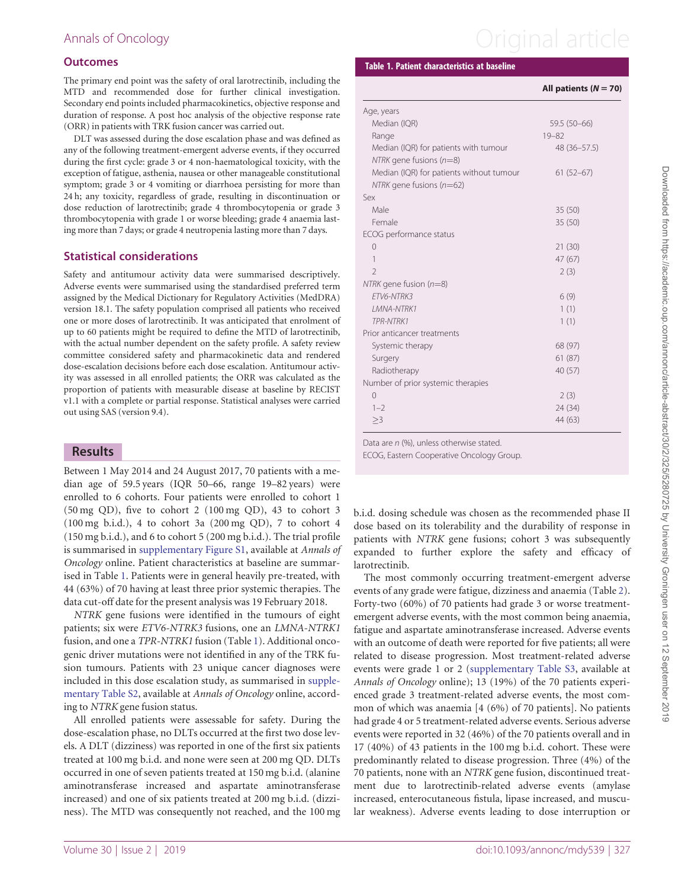### Outcomes

The primary end point was the safety of oral larotrectinib, including the MTD and recommended dose for further clinical investigation. Secondary end points included pharmacokinetics, objective response and duration of response. A post hoc analysis of the objective response rate (ORR) in patients with TRK fusion cancer was carried out.

DLT was assessed during the dose escalation phase and was defined as any of the following treatment-emergent adverse events, if they occurred during the first cycle: grade 3 or 4 non-haematological toxicity, with the exception of fatigue, asthenia, nausea or other manageable constitutional symptom; grade 3 or 4 vomiting or diarrhoea persisting for more than 24 h; any toxicity, regardless of grade, resulting in discontinuation or dose reduction of larotrectinib; grade 4 thrombocytopenia or grade 3 thrombocytopenia with grade 1 or worse bleeding; grade 4 anaemia lasting more than 7 days; or grade 4 neutropenia lasting more than 7 days.

### Statistical considerations

Safety and antitumour activity data were summarised descriptively. Adverse events were summarised using the standardised preferred term assigned by the Medical Dictionary for Regulatory Activities (MedDRA) version 18.1. The safety population comprised all patients who received one or more doses of larotrectinib. It was anticipated that enrolment of up to 60 patients might be required to define the MTD of larotrectinib, with the actual number dependent on the safety profile. A safety review committee considered safety and pharmacokinetic data and rendered dose-escalation decisions before each dose escalation. Antitumour activity was assessed in all enrolled patients; the ORR was calculated as the proportion of patients with measurable disease at baseline by RECIST v1.1 with a complete or partial response. Statistical analyses were carried out using SAS (version 9.4).

## Results

Between 1 May 2014 and 24 August 2017, 70 patients with a median age of 59.5 years (IQR 50–66, range 19–82 years) were enrolled to 6 cohorts. Four patients were enrolled to cohort 1 (50 mg QD), five to cohort 2 (100 mg QD), 43 to cohort 3 (100 mg b.i.d.), 4 to cohort 3a (200 mg QD), 7 to cohort 4 (150 mg b.i.d.), and 6 to cohort 5 (200 mg b.i.d.). The trial profile is summarised in supplementary Figure S1, available at *Annals of Oncology* online. Patient characteristics at baseline are summarised in Table 1. Patients were in general heavily pre-treated, with 44 (63%) of 70 having at least three prior systemic therapies. The data cut-off date for the present analysis was 19 February 2018.

*NTRK* gene fusions were identified in the tumours of eight patients; six were *ETV6-NTRK3* fusions, one an *LMNA-NTRK1* fusion, and one a *TPR-NTRK1* fusion (Table 1). Additional oncogenic driver mutations were not identified in any of the TRK fusion tumours. Patients with 23 unique cancer diagnoses were included in this dose escalation study, as summarised in supplementary Table S2, available at *Annals of Oncology* online, according to *NTRK* gene fusion status.

All enrolled patients were assessable for safety. During the dose-escalation phase, no DLTs occurred at the first two dose levels. A DLT (dizziness) was reported in one of the first six patients treated at 100 mg b.i.d. and none were seen at 200 mg QD. DLTs occurred in one of seven patients treated at 150 mg b.i.d. (alanine aminotransferase increased and aspartate aminotransferase increased) and one of six patients treated at 200 mg b.i.d. (dizziness). The MTD was consequently not reached, and the 100 mg b.i.d. dosing schedule was chosen as the recommended phase II dose based on its tolerability and the durability of response in patients with *NTRK* gene fusions; cohort 3 was subsequently expanded to further explore the safety and efficacy of larotrectinib.

**Table 1. Patient characteristics at baseline**

| | All patients (*N* = 70) |
|---|---|
| Age, years | |
| Median (IQR) | 59.5 (50–66) |
| Range | 19–82 |
| Median (IQR) for patients with tumour *NTRK* gene fusions (*n*=8) | 48 (36–57.5) |
| Median (IQR) for patients without tumour *NTRK* gene fusions (*n*=62) | 61 (52–67) |
| Sex | |
| Male | 35 (50) |
| Female | 35 (50) |
| ECOG performance status | |
| 0 | 21 (30) |
| 1 | 47 (67) |
| 2 | 2 (3) |
| *NTRK* gene fusion (*n*=8) | |
| *ETV6-NTRK3* | 6 (9) |
| *LMNA-NTRK1* | 1 (1) |
| *TPR-NTRK1* | 1 (1) |
| Prior anticancer treatments | |
| Systemic therapy | 68 (97) |
| Surgery | 61 (87) |
| Radiotherapy | 40 (57) |
| Number of prior systemic therapies | |
| 0 | 2 (3) |
| 1–2 | 24 (34) |
| ≥3 | 44 (63) |

Data are *n* (%), unless otherwise stated.
ECOG, Eastern Cooperative Oncology Group.

The most commonly occurring treatment-emergent adverse events of any grade were fatigue, dizziness and anaemia (Table 2). Forty-two (60%) of 70 patients had grade 3 or worse treatment-emergent adverse events, with the most common being anaemia, fatigue and aspartate aminotransferase increased. Adverse events with an outcome of death were reported for five patients; all were related to disease progression. Most treatment-related adverse events were grade 1 or 2 (supplementary Table S3, available at *Annals of Oncology* online); 13 (19%) of the 70 patients experienced grade 3 treatment-related adverse events, the most common of which was anaemia [4 (6%) of 70 patients]. No patients had grade 4 or 5 treatment-related adverse events. Serious adverse events were reported in 32 (46%) of the 70 patients overall and in 17 (40%) of 43 patients in the 100 mg b.i.d. cohort. These were predominantly related to disease progression. Three (4%) of the 70 patients, none with an *NTRK* gene fusion, discontinued treatment due to larotrectinib-related adverse events (amylase increased, enterocutaneous fistula, lipase increased, and muscular weakness). Adverse events leading to dose interruption or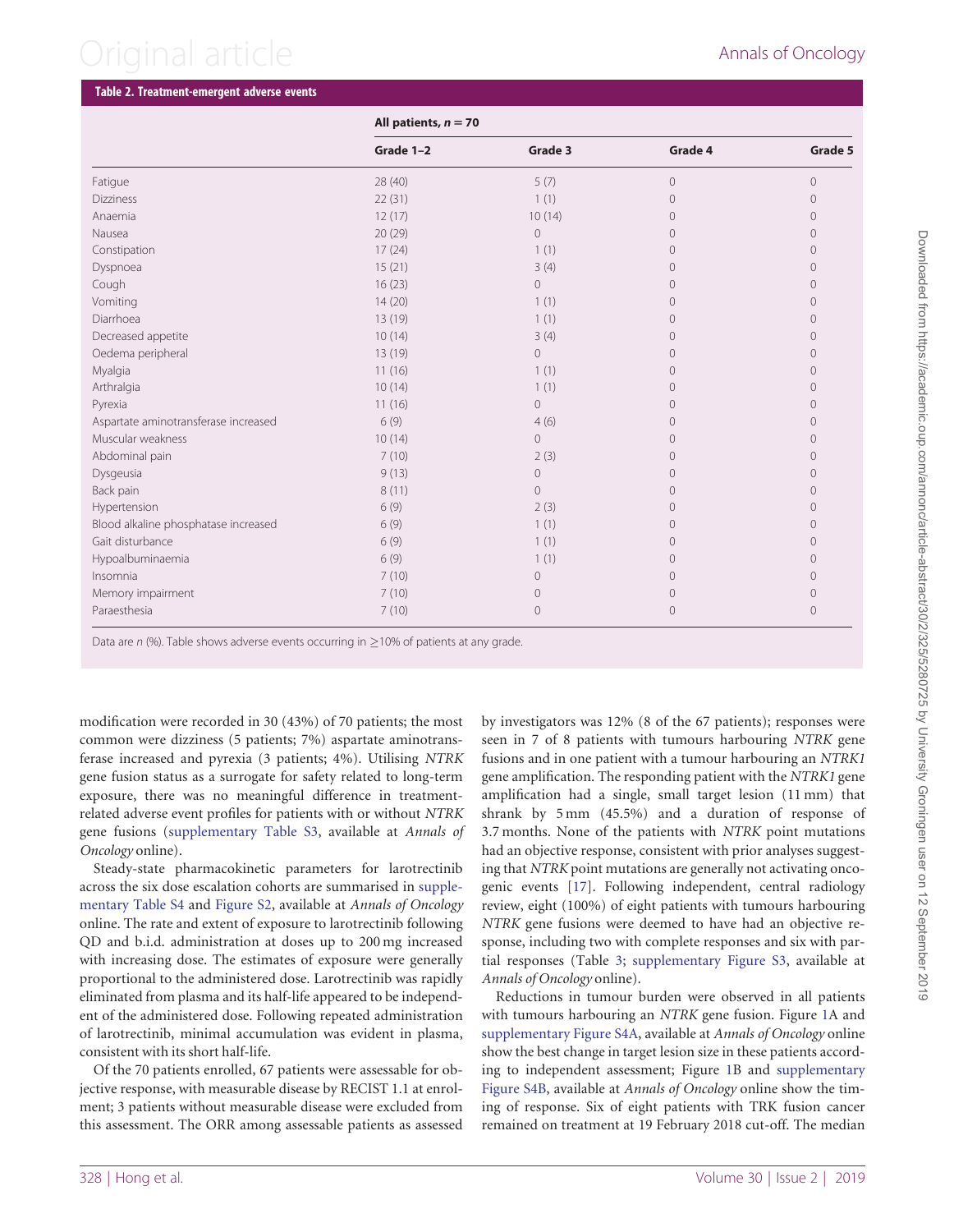**Table 2. Treatment-emergent adverse events**

| | All patients, $n = 70$ | | | |
|---|---|---|---|---|
| | Grade 1–2 | Grade 3 | Grade 4 | Grade 5 |
| Fatigue | 28 (40) | 5 (7) | 0 | 0 |
| Dizziness | 22 (31) | 1 (1) | 0 | 0 |
| Anaemia | 12 (17) | 10 (14) | 0 | 0 |
| Nausea | 20 (29) | 0 | 0 | 0 |
| Constipation | 17 (24) | 1 (1) | 0 | 0 |
| Dyspnoea | 15 (21) | 3 (4) | 0 | 0 |
| Cough | 16 (23) | 0 | 0 | 0 |
| Vomiting | 14 (20) | 1 (1) | 0 | 0 |
| Diarrhoea | 13 (19) | 1 (1) | 0 | 0 |
| Decreased appetite | 10 (14) | 3 (4) | 0 | 0 |
| Oedema peripheral | 13 (19) | 0 | 0 | 0 |
| Myalgia | 11 (16) | 1 (1) | 0 | 0 |
| Arthralgia | 10 (14) | 1 (1) | 0 | 0 |
| Pyrexia | 11 (16) | 0 | 0 | 0 |
| Aspartate aminotransferase increased | 6 (9) | 4 (6) | 0 | 0 |
| Muscular weakness | 10 (14) | 0 | 0 | 0 |
| Abdominal pain | 7 (10) | 2 (3) | 0 | 0 |
| Dysgeusia | 9 (13) | 0 | 0 | 0 |
| Back pain | 8 (11) | 0 | 0 | 0 |
| Hypertension | 6 (9) | 2 (3) | 0 | 0 |
| Blood alkaline phosphatase increased | 6 (9) | 1 (1) | 0 | 0 |
| Gait disturbance | 6 (9) | 1 (1) | 0 | 0 |
| Hypoalbuminaemia | 6 (9) | 1 (1) | 0 | 0 |
| Insomnia | 7 (10) | 0 | 0 | 0 |
| Memory impairment | 7 (10) | 0 | 0 | 0 |
| Paraesthesia | 7 (10) | 0 | 0 | 0 |

Data are *n* (%). Table shows adverse events occurring in ≥10% of patients at any grade.

modification were recorded in 30 (43%) of 70 patients; the most common were dizziness (5 patients; 7%) aspartate aminotransferase increased and pyrexia (3 patients; 4%). Utilising *NTRK* gene fusion status as a surrogate for safety related to long-term exposure, there was no meaningful difference in treatment-related adverse event profiles for patients with or without *NTRK* gene fusions (supplementary Table S3, available at *Annals of Oncology* online).

Steady-state pharmacokinetic parameters for larotrectinib across the six dose escalation cohorts are summarised in supplementary Table S4 and Figure S2, available at *Annals of Oncology* online. The rate and extent of exposure to larotrectinib following QD and b.i.d. administration at doses up to 200 mg increased with increasing dose. The estimates of exposure were generally proportional to the administered dose. Larotrectinib was rapidly eliminated from plasma and its half-life appeared to be independent of the administered dose. Following repeated administration of larotrectinib, minimal accumulation was evident in plasma, consistent with its short half-life.

Of the 70 patients enrolled, 67 patients were assessable for objective response, with measurable disease by RECIST 1.1 at enrolment; 3 patients without measurable disease were excluded from this assessment. The ORR among assessable patients as assessed by investigators was 12% (8 of the 67 patients); responses were seen in 7 of 8 patients with tumours harbouring *NTRK* gene fusions and in one patient with a tumour harbouring an *NTRK1* gene amplification. The responding patient with the *NTRK1* gene amplification had a single, small target lesion (11 mm) that shrank by 5 mm (45.5%) and a duration of response of 3.7 months. None of the patients with *NTRK* point mutations had an objective response, consistent with prior analyses suggesting that *NTRK* point mutations are generally not activating oncogenic events [17]. Following independent, central radiology review, eight (100%) of eight patients with tumours harbouring *NTRK* gene fusions were deemed to have had an objective response, including two with complete responses and six with partial responses (Table 3; supplementary Figure S3, available at *Annals of Oncology* online).

Reductions in tumour burden were observed in all patients with tumours harbouring an *NTRK* gene fusion. Figure 1A and supplementary Figure S4A, available at *Annals of Oncology* online show the best change in target lesion size in these patients according to independent assessment; Figure 1B and supplementary Figure S4B, available at *Annals of Oncology* online show the timing of response. Six of eight patients with TRK fusion cancer remained on treatment at 19 February 2018 cut-off. The median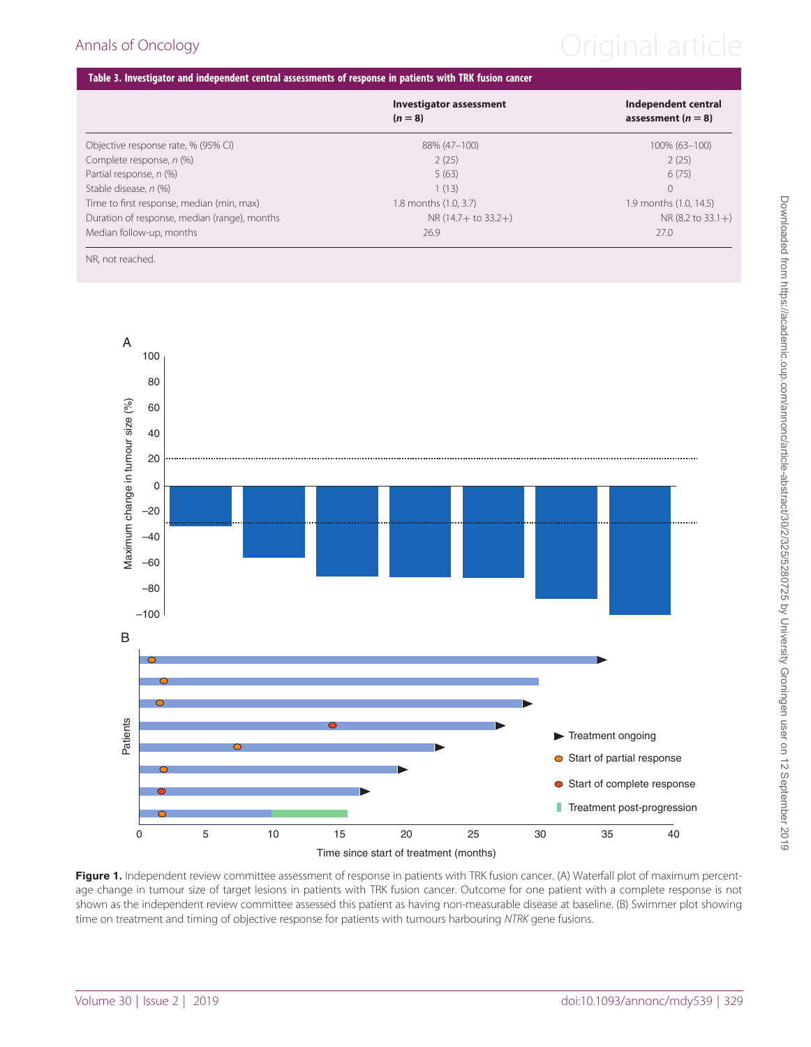**Table 3. Investigator and independent central assessments of response in patients with TRK fusion cancer**

| | Investigator assessment ($n = 8$) | Independent central assessment ($n = 8$) |
|---|---|---|
| Objective response rate, % (95% CI) | 88% (47–100) | 100% (63–100) |
| Complete response, *n* (%) | 2 (25) | 2 (25) |
| Partial response, *n* (%) | 5 (63) | 6 (75) |
| Stable disease, *n* (%) | 1 (13) | 0 |
| Time to first response, median (min, max) | 1.8 months (1.0, 3.7) | 1.9 months (1.0, 14.5) |
| Duration of response, median (range), months | NR (14.7+ to 33.2+) | NR (8.2 to 33.1+) |
| Median follow-up, months | 26.9 | 27.0 |

NR, not reached.

**Figure 1.** Independent review committee assessment of response in patients with TRK fusion cancer. (A) Waterfall plot of maximum percentage change in tumour size of target lesions in patients with TRK fusion cancer. Outcome for one patient with a complete response is not shown as the independent review committee assessed this patient as having non-measurable disease at baseline. (B) Swimmer plot showing time on treatment and timing of objective response for patients with tumours harbouring *NTRK* gene fusions.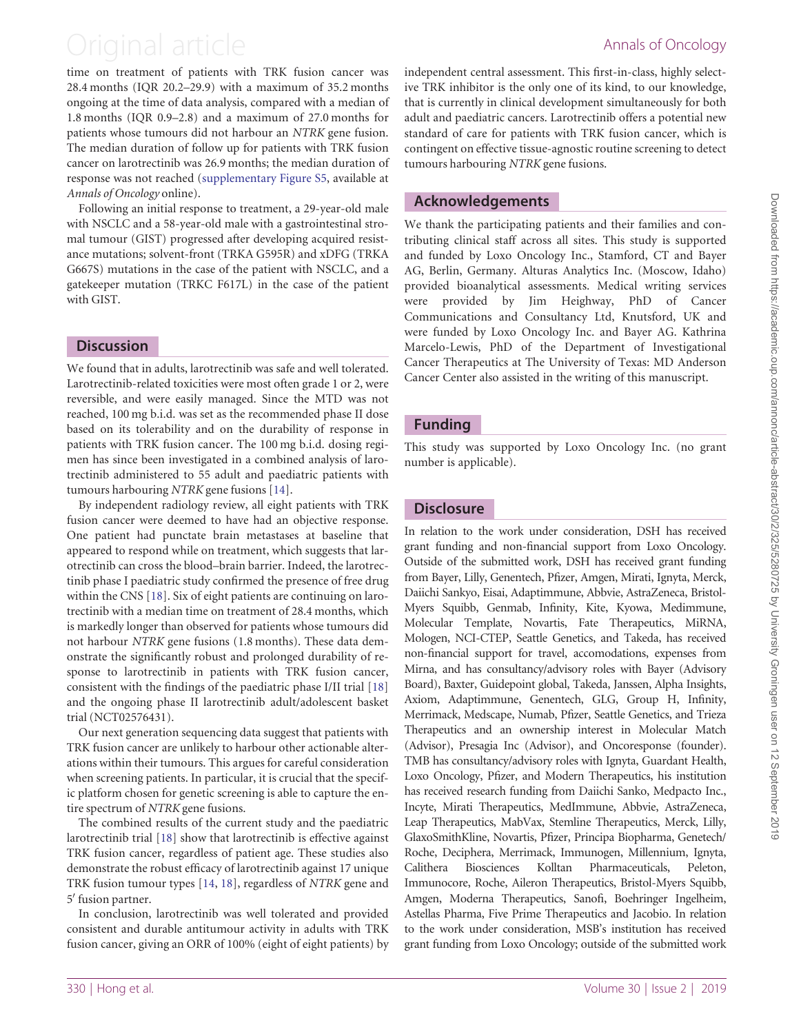time on treatment of patients with TRK fusion cancer was 28.4 months (IQR 20.2–29.9) with a maximum of 35.2 months ongoing at the time of data analysis, compared with a median of 1.8 months (IQR 0.9–2.8) and a maximum of 27.0 months for patients whose tumours did not harbour an *NTRK* gene fusion. The median duration of follow up for patients with TRK fusion cancer on larotrectinib was 26.9 months; the median duration of response was not reached (supplementary Figure S5, available at *Annals of Oncology* online).

Following an initial response to treatment, a 29-year-old male with NSCLC and a 58-year-old male with a gastrointestinal stromal tumour (GIST) progressed after developing acquired resistance mutations; solvent-front (TRKA G595R) and xDFG (TRKA G667S) mutations in the case of the patient with NSCLC, and a gatekeeper mutation (TRKC F617L) in the case of the patient with GIST.

## Discussion

We found that in adults, larotrectinib was safe and well tolerated. Larotrectinib-related toxicities were most often grade 1 or 2, were reversible, and were easily managed. Since the MTD was not reached, 100 mg b.i.d. was set as the recommended phase II dose based on its tolerability and on the durability of response in patients with TRK fusion cancer. The 100 mg b.i.d. dosing regimen has since been investigated in a combined analysis of larotrectinib administered to 55 adult and paediatric patients with tumours harbouring *NTRK* gene fusions [14].

By independent radiology review, all eight patients with TRK fusion cancer were deemed to have had an objective response. One patient had punctate brain metastases at baseline that appeared to respond while on treatment, which suggests that larotrectinib can cross the blood–brain barrier. Indeed, the larotrectinib phase I paediatric study confirmed the presence of free drug within the CNS [18]. Six of eight patients are continuing on larotrectinib with a median time on treatment of 28.4 months, which is markedly longer than observed for patients whose tumours did not harbour *NTRK* gene fusions (1.8 months). These data demonstrate the significantly robust and prolonged durability of response to larotrectinib in patients with TRK fusion cancer, consistent with the findings of the paediatric phase I/II trial [18] and the ongoing phase II larotrectinib adult/adolescent basket trial (NCT02576431).

Our next generation sequencing data suggest that patients with TRK fusion cancer are unlikely to harbour other actionable alterations within their tumours. This argues for careful consideration when screening patients. In particular, it is crucial that the specific platform chosen for genetic screening is able to capture the entire spectrum of *NTRK* gene fusions.

The combined results of the current study and the paediatric larotrectinib trial [18] show that larotrectinib is effective against TRK fusion cancer, regardless of patient age. These studies also demonstrate the robust efficacy of larotrectinib against 17 unique TRK fusion tumour types [14, 18], regardless of *NTRK* gene and 5′ fusion partner.

In conclusion, larotrectinib was well tolerated and provided consistent and durable antitumour activity in adults with TRK fusion cancer, giving an ORR of 100% (eight of eight patients) by independent central assessment. This first-in-class, highly selective TRK inhibitor is the only one of its kind, to our knowledge, that is currently in clinical development simultaneously for both adult and paediatric cancers. Larotrectinib offers a potential new standard of care for patients with TRK fusion cancer, which is contingent on effective tissue-agnostic routine screening to detect tumours harbouring *NTRK* gene fusions.

## Acknowledgements

We thank the participating patients and their families and contributing clinical staff across all sites. This study is supported and funded by Loxo Oncology Inc., Stamford, CT and Bayer AG, Berlin, Germany. Alturas Analytics Inc. (Moscow, Idaho) provided bioanalytical assessments. Medical writing services were provided by Jim Heighway, PhD of Cancer Communications and Consultancy Ltd, Knutsford, UK and were funded by Loxo Oncology Inc. and Bayer AG. Kathrina Marcelo-Lewis, PhD of the Department of Investigational Cancer Therapeutics at The University of Texas: MD Anderson Cancer Center also assisted in the writing of this manuscript.

## Funding

This study was supported by Loxo Oncology Inc. (no grant number is applicable).

## Disclosure

In relation to the work under consideration, DSH has received grant funding and non-financial support from Loxo Oncology. Outside of the submitted work, DSH has received grant funding from Bayer, Lilly, Genentech, Pfizer, Amgen, Mirati, Ignyta, Merck, Daiichi Sankyo, Eisai, Adaptimmune, Abbvie, AstraZeneca, Bristol-Myers Squibb, Genmab, Infinity, Kite, Kyowa, Medimmune, Molecular Template, Novartis, Fate Therapeutics, MiRNA, Mologen, NCI-CTEP, Seattle Genetics, and Takeda, has received non-financial support for travel, accomodations, expenses from Mirna, and has consultancy/advisory roles with Bayer (Advisory Board), Baxter, Guidepoint global, Takeda, Janssen, Alpha Insights, Axiom, Adaptimmune, Genentech, GLG, Group H, Infinity, Merrimack, Medscape, Numab, Pfizer, Seattle Genetics, and Trieza Therapeutics and an ownership interest in Molecular Match (Advisor), Presagia Inc (Advisor), and Oncoresponse (founder). TMB has consultancy/advisory roles with Ignyta, Guardant Health, Loxo Oncology, Pfizer, and Modern Therapeutics, his institution has received research funding from Daiichi Sanko, Medpacto Inc., Incyte, Mirati Therapeutics, MedImmune, Abbvie, AstraZeneca, Leap Therapeutics, MabVax, Stemline Therapeutics, Merck, Lilly, GlaxoSmithKline, Novartis, Pfizer, Principa Biopharma, Genetech/Roche, Deciphera, Merrimack, Immunogen, Millennium, Ignyta, Calithera Biosciences Kolltan Pharmaceuticals, Peleton, Immunocore, Roche, Aileron Therapeutics, Bristol-Myers Squibb, Amgen, Moderna Therapeutics, Sanofi, Boehringer Ingelheim, Astellas Pharma, Five Prime Therapeutics and Jacobio. In relation to the work under consideration, MSB's institution has received grant funding from Loxo Oncology; outside of the submitted work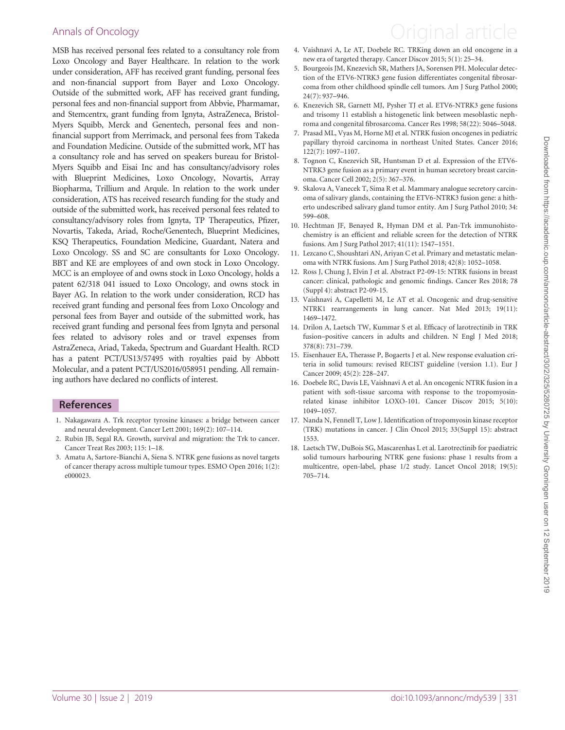MSB has received personal fees related to a consultancy role from Loxo Oncology and Bayer Healthcare. In relation to the work under consideration, AFF has received grant funding, personal fees and non-financial support from Bayer and Loxo Oncology. Outside of the submitted work, AFF has received grant funding, personal fees and non-financial support from Abbvie, Pharmamar, and Stemcentrx, grant funding from Ignyta, AstraZeneca, Bristol-Myers Squibb, Merck and Genentech, personal fees and non-financial support from Merrimack, and personal fees from Takeda and Foundation Medicine. Outside of the submitted work, MT has a consultancy role and has served on speakers bureau for Bristol-Myers Squibb and Eisai Inc and has consultancy/advisory roles with Blueprint Medicines, Loxo Oncology, Novartis, Array Biopharma, Trillium and Arqule. In relation to the work under consideration, ATS has received research funding for the study and outside of the submitted work, has received personal fees related to consultancy/advisory roles from Ignyta, TP Therapeutics, Pfizer, Novartis, Takeda, Ariad, Roche/Genentech, Blueprint Medicines, KSQ Therapeutics, Foundation Medicine, Guardant, Natera and Loxo Oncology. SS and SC are consultants for Loxo Oncology. BBT and KE are employees of and own stock in Loxo Oncology. MCC is an employee of and owns stock in Loxo Oncology, holds a patent 62/318 041 issued to Loxo Oncology, and owns stock in Bayer AG. In relation to the work under consideration, RCD has received grant funding and personal fees from Loxo Oncology and personal fees from Bayer and outside of the submitted work, has received grant funding and personal fees from Ignyta and personal fees related to advisory roles and or travel expenses from AstraZeneca, Ariad, Takeda, Spectrum and Guardant Health. RCD has a patent PCT/US13/57495 with royalties paid by Abbott Molecular, and a patent PCT/US2016/058951 pending. All remaining authors have declared no conflicts of interest.

## References

1. Nakagawara A. Trk receptor tyrosine kinases: a bridge between cancer and neural development. Cancer Lett 2001; 169(2): 107–114.
2. Rubin JB, Segal RA. Growth, survival and migration: the Trk to cancer. Cancer Treat Res 2003; 115: 1–18.
3. Amatu A, Sartore-Bianchi A, Siena S. NTRK gene fusions as novel targets of cancer therapy across multiple tumour types. ESMO Open 2016; 1(2): e000023.
4. Vaishnavi A, Le AT, Doebele RC. TRKing down an old oncogene in a new era of targeted therapy. Cancer Discov 2015; 5(1): 25–34.
5. Bourgeois JM, Knezevich SR, Mathers JA, Sorensen PH. Molecular detection of the ETV6-NTRK3 gene fusion differentiates congenital fibrosarcoma from other childhood spindle cell tumors. Am J Surg Pathol 2000; 24(7): 937–946.
6. Knezevich SR, Garnett MJ, Pysher TJ et al. ETV6-NTRK3 gene fusions and trisomy 11 establish a histogenetic link between mesoblastic nephroma and congenital fibrosarcoma. Cancer Res 1998; 58(22): 5046–5048.
7. Prasad ML, Vyas M, Horne MJ et al. NTRK fusion oncogenes in pediatric papillary thyroid carcinoma in northeast United States. Cancer 2016; 122(7): 1097–1107.
8. Tognon C, Knezevich SR, Huntsman D et al. Expression of the ETV6-NTRK3 gene fusion as a primary event in human secretory breast carcinoma. Cancer Cell 2002; 2(5): 367–376.
9. Skalova A, Vanecek T, Sima R et al. Mammary analogue secretory carcinoma of salivary glands, containing the ETV6-NTRK3 fusion gene: a hitherto undescribed salivary gland tumor entity. Am J Surg Pathol 2010; 34: 599–608.
10. Hechtman JF, Benayed R, Hyman DM et al. Pan-Trk immunohistochemistry is an efficient and reliable screen for the detection of NTRK fusions. Am J Surg Pathol 2017; 41(11): 1547–1551.
11. Lezcano C, Shoushtari AN, Ariyan C et al. Primary and metastatic melanoma with NTRK fusions. Am J Surg Pathol 2018; 42(8): 1052–1058.
12. Ross J, Chung J, Elvin J et al. Abstract P2-09-15: NTRK fusions in breast cancer: clinical, pathologic and genomic findings. Cancer Res 2018; 78 (Suppl 4): abstract P2-09-15.
13. Vaishnavi A, Capelletti M, Le AT et al. Oncogenic and drug-sensitive NTRK1 rearrangements in lung cancer. Nat Med 2013; 19(11): 1469–1472.
14. Drilon A, Laetsch TW, Kummar S et al. Efficacy of larotrectinib in TRK fusion–positive cancers in adults and children. N Engl J Med 2018; 378(8): 731–739.
15. Eisenhauer EA, Therasse P, Bogaerts J et al. New response evaluation criteria in solid tumours: revised RECIST guideline (version 1.1). Eur J Cancer 2009; 45(2): 228–247.
16. Doebele RC, Davis LE, Vaishnavi A et al. An oncogenic NTRK fusion in a patient with soft-tissue sarcoma with response to the tropomyosin-related kinase inhibitor LOXO-101. Cancer Discov 2015; 5(10): 1049–1057.
17. Nanda N, Fennell T, Low J. Identification of tropomyosin kinase receptor (TRK) mutations in cancer. J Clin Oncol 2015; 33(Suppl 15): abstract 1553.
18. Laetsch TW, DuBois SG, Mascarenhas L et al. Larotrectinib for paediatric solid tumours harbouring NTRK gene fusions: phase 1 results from a multicentre, open-label, phase 1/2 study. Lancet Oncol 2018; 19(5): 705–714.